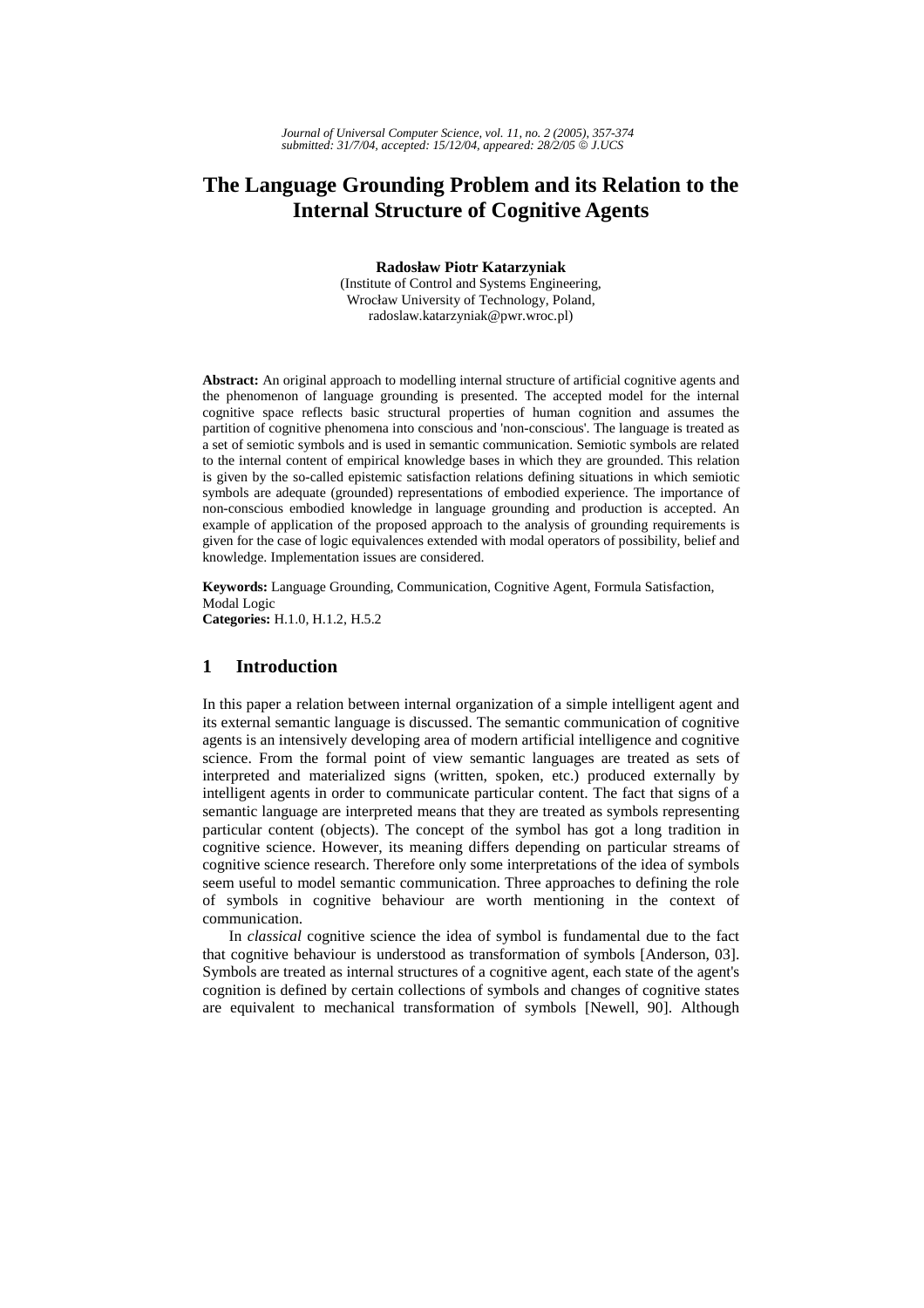# The Language Grounding Problem and its Relation to the Internal Structure of Cognitive Agents

**Radosław Piotr Katarzyniak**
(Institute of Control and Systems Engineering,
Wrocław University of Technology, Poland,
radoslaw.katarzyniak@pwr.wroc.pl)

**Abstract:** An original approach to modelling internal structure of artificial cognitive agents and the phenomenon of language grounding is presented. The accepted model for the internal cognitive space reflects basic structural properties of human cognition and assumes the partition of cognitive phenomena into conscious and 'non-conscious'. The language is treated as a set of semiotic symbols and is used in semantic communication. Semiotic symbols are related to the internal content of empirical knowledge bases in which they are grounded. This relation is given by the so-called epistemic satisfaction relations defining situations in which semiotic symbols are adequate (grounded) representations of embodied experience. The importance of non-conscious embodied knowledge in language grounding and production is accepted. An example of application of the proposed approach to the analysis of grounding requirements is given for the case of logic equivalences extended with modal operators of possibility, belief and knowledge. Implementation issues are considered.

**Keywords:** Language Grounding, Communication, Cognitive Agent, Formula Satisfaction, Modal Logic
**Categories:** H.1.0, H.1.2, H.5.2

## 1 Introduction

In this paper a relation between internal organization of a simple intelligent agent and its external semantic language is discussed. The semantic communication of cognitive agents is an intensively developing area of modern artificial intelligence and cognitive science. From the formal point of view semantic languages are treated as sets of interpreted and materialized signs (written, spoken, etc.) produced externally by intelligent agents in order to communicate particular content. The fact that signs of a semantic language are interpreted means that they are treated as symbols representing particular content (objects). The concept of the symbol has got a long tradition in cognitive science. However, its meaning differs depending on particular streams of cognitive science research. Therefore only some interpretations of the idea of symbols seem useful to model semantic communication. Three approaches to defining the role of symbols in cognitive behaviour are worth mentioning in the context of communication.

In *classical* cognitive science the idea of symbol is fundamental due to the fact that cognitive behaviour is understood as transformation of symbols [Anderson, 03]. Symbols are treated as internal structures of a cognitive agent, each state of the agent's cognition is defined by certain collections of symbols and changes of cognitive states are equivalent to mechanical transformation of symbols [Newell, 90]. Although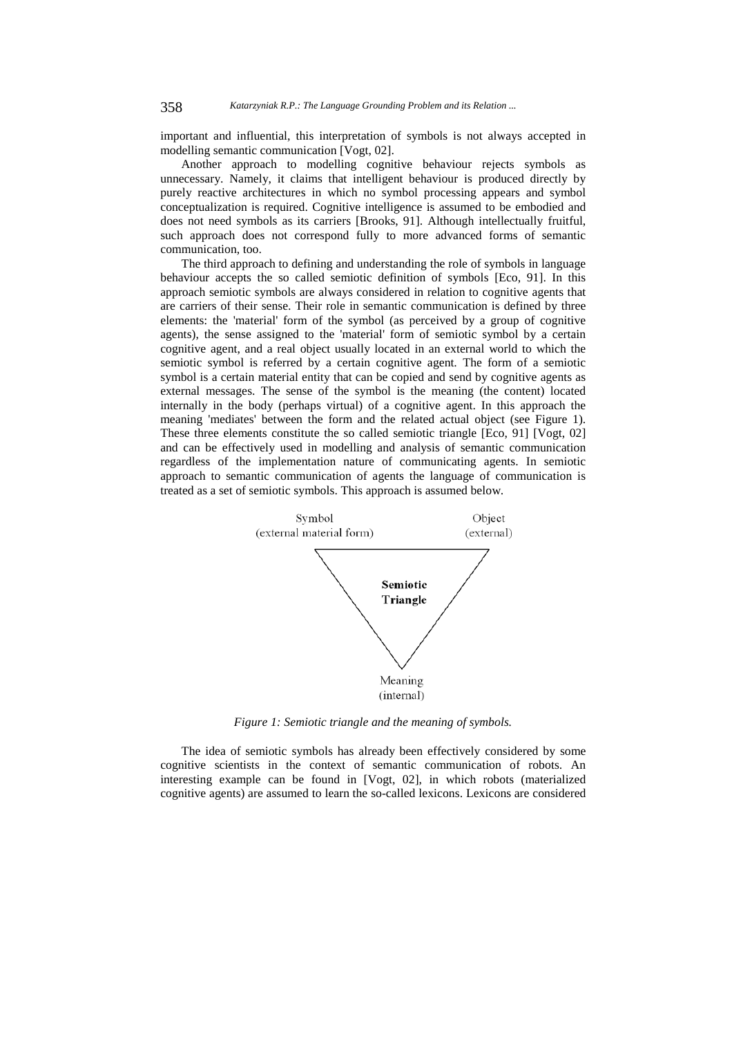important and influential, this interpretation of symbols is not always accepted in modelling semantic communication [Vogt, 02].

Another approach to modelling cognitive behaviour rejects symbols as unnecessary. Namely, it claims that intelligent behaviour is produced directly by purely reactive architectures in which no symbol processing appears and symbol conceptualization is required. Cognitive intelligence is assumed to be embodied and does not need symbols as its carriers [Brooks, 91]. Although intellectually fruitful, such approach does not correspond fully to more advanced forms of semantic communication, too.

The third approach to defining and understanding the role of symbols in language behaviour accepts the so called semiotic definition of symbols [Eco, 91]. In this approach semiotic symbols are always considered in relation to cognitive agents that are carriers of their sense. Their role in semantic communication is defined by three elements: the 'material' form of the symbol (as perceived by a group of cognitive agents), the sense assigned to the 'material' form of semiotic symbol by a certain cognitive agent, and a real object usually located in an external world to which the semiotic symbol is referred by a certain cognitive agent. The form of a semiotic symbol is a certain material entity that can be copied and send by cognitive agents as external messages. The sense of the symbol is the meaning (the content) located internally in the body (perhaps virtual) of a cognitive agent. In this approach the meaning 'mediates' between the form and the related actual object (see Figure 1). These three elements constitute the so called semiotic triangle [Eco, 91] [Vogt, 02] and can be effectively used in modelling and analysis of semantic communication regardless of the implementation nature of communicating agents. In semiotic approach to semantic communication of agents the language of communication is treated as a set of semiotic symbols. This approach is assumed below.

Symbol (external material form) — Object (external) — Meaning (internal)

**Semiotic Triangle**

*Figure 1: Semiotic triangle and the meaning of symbols.*

The idea of semiotic symbols has already been effectively considered by some cognitive scientists in the context of semantic communication of robots. An interesting example can be found in [Vogt, 02], in which robots (materialized cognitive agents) are assumed to learn the so-called lexicons. Lexicons are considered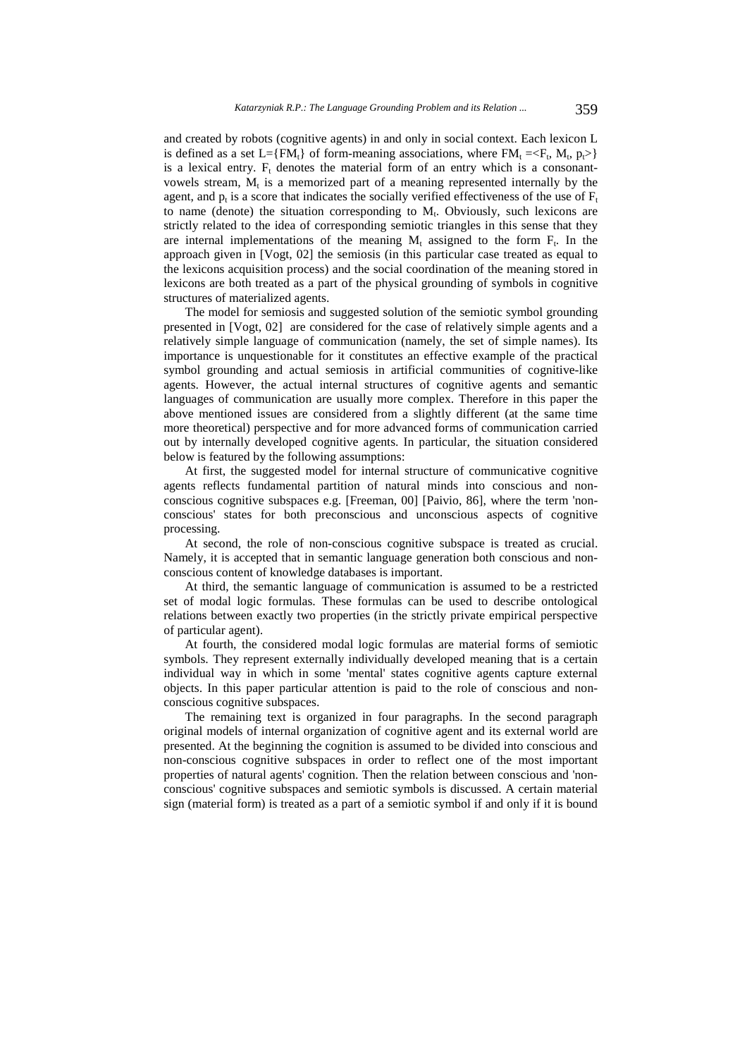and created by robots (cognitive agents) in and only in social context. Each lexicon L is defined as a set $L=\{FM_t\}$ of form-meaning associations, where $FM_t = <F_t, M_t, p_t>$ is a lexical entry. $F_t$ denotes the material form of an entry which is a consonant-vowels stream, $M_t$ is a memorized part of a meaning represented internally by the agent, and $p_t$ is a score that indicates the socially verified effectiveness of the use of $F_t$ to name (denote) the situation corresponding to $M_t$. Obviously, such lexicons are strictly related to the idea of corresponding semiotic triangles in this sense that they are internal implementations of the meaning $M_t$ assigned to the form $F_t$. In the approach given in [Vogt, 02] the semiosis (in this particular case treated as equal to the lexicons acquisition process) and the social coordination of the meaning stored in lexicons are both treated as a part of the physical grounding of symbols in cognitive structures of materialized agents.

The model for semiosis and suggested solution of the semiotic symbol grounding presented in [Vogt, 02] are considered for the case of relatively simple agents and a relatively simple language of communication (namely, the set of simple names). Its importance is unquestionable for it constitutes an effective example of the practical symbol grounding and actual semiosis in artificial communities of cognitive-like agents. However, the actual internal structures of cognitive agents and semantic languages of communication are usually more complex. Therefore in this paper the above mentioned issues are considered from a slightly different (at the same time more theoretical) perspective and for more advanced forms of communication carried out by internally developed cognitive agents. In particular, the situation considered below is featured by the following assumptions:

At first, the suggested model for internal structure of communicative cognitive agents reflects fundamental partition of natural minds into conscious and non-conscious cognitive subspaces e.g. [Freeman, 00] [Paivio, 86], where the term 'non-conscious' states for both preconscious and unconscious aspects of cognitive processing.

At second, the role of non-conscious cognitive subspace is treated as crucial. Namely, it is accepted that in semantic language generation both conscious and non-conscious content of knowledge databases is important.

At third, the semantic language of communication is assumed to be a restricted set of modal logic formulas. These formulas can be used to describe ontological relations between exactly two properties (in the strictly private empirical perspective of particular agent).

At fourth, the considered modal logic formulas are material forms of semiotic symbols. They represent externally individually developed meaning that is a certain individual way in which in some 'mental' states cognitive agents capture external objects. In this paper particular attention is paid to the role of conscious and non-conscious cognitive subspaces.

The remaining text is organized in four paragraphs. In the second paragraph original models of internal organization of cognitive agent and its external world are presented. At the beginning the cognition is assumed to be divided into conscious and non-conscious cognitive subspaces in order to reflect one of the most important properties of natural agents' cognition. Then the relation between conscious and 'non-conscious' cognitive subspaces and semiotic symbols is discussed. A certain material sign (material form) is treated as a part of a semiotic symbol if and only if it is bound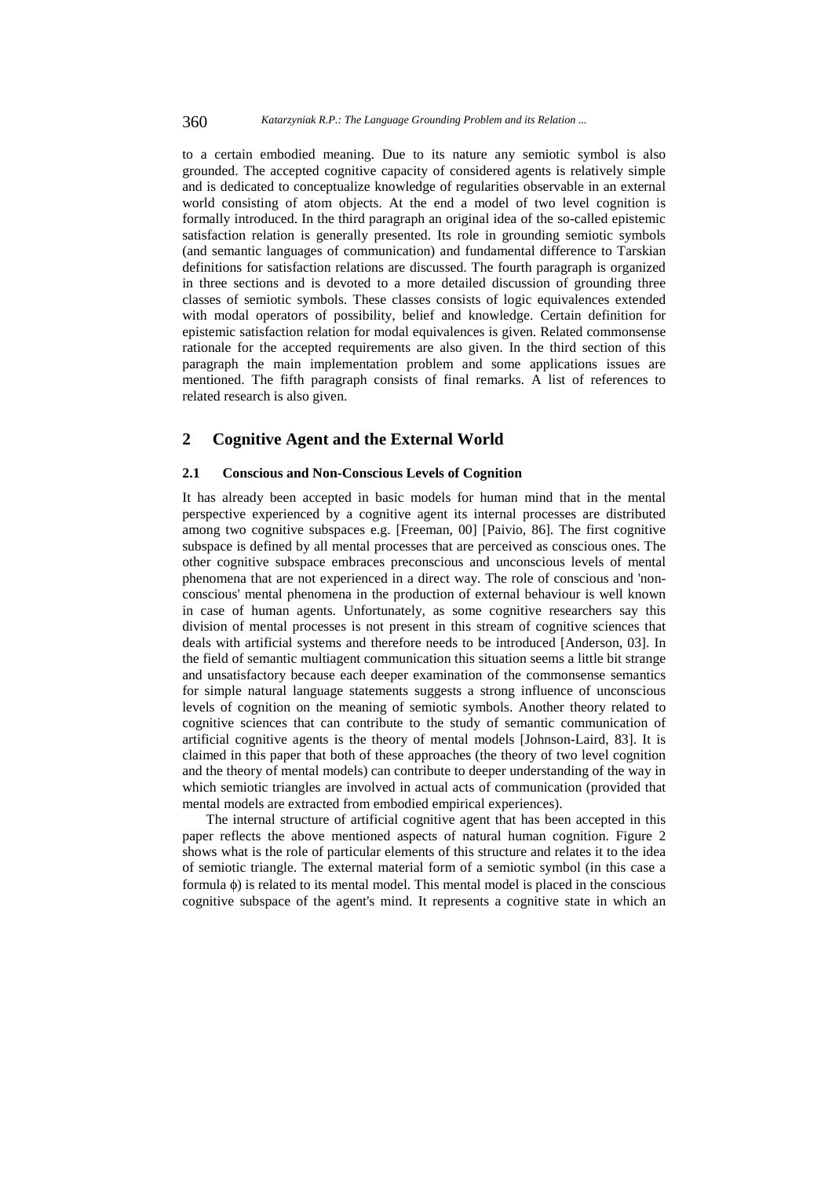to a certain embodied meaning. Due to its nature any semiotic symbol is also grounded. The accepted cognitive capacity of considered agents is relatively simple and is dedicated to conceptualize knowledge of regularities observable in an external world consisting of atom objects. At the end a model of two level cognition is formally introduced. In the third paragraph an original idea of the so-called epistemic satisfaction relation is generally presented. Its role in grounding semiotic symbols (and semantic languages of communication) and fundamental difference to Tarskian definitions for satisfaction relations are discussed. The fourth paragraph is organized in three sections and is devoted to a more detailed discussion of grounding three classes of semiotic symbols. These classes consists of logic equivalences extended with modal operators of possibility, belief and knowledge. Certain definition for epistemic satisfaction relation for modal equivalences is given. Related commonsense rationale for the accepted requirements are also given. In the third section of this paragraph the main implementation problem and some applications issues are mentioned. The fifth paragraph consists of final remarks. A list of references to related research is also given.

## 2 Cognitive Agent and the External World

### 2.1 Conscious and Non-Conscious Levels of Cognition

It has already been accepted in basic models for human mind that in the mental perspective experienced by a cognitive agent its internal processes are distributed among two cognitive subspaces e.g. [Freeman, 00] [Paivio, 86]. The first cognitive subspace is defined by all mental processes that are perceived as conscious ones. The other cognitive subspace embraces preconscious and unconscious levels of mental phenomena that are not experienced in a direct way. The role of conscious and 'non-conscious' mental phenomena in the production of external behaviour is well known in case of human agents. Unfortunately, as some cognitive researchers say this division of mental processes is not present in this stream of cognitive sciences that deals with artificial systems and therefore needs to be introduced [Anderson, 03]. In the field of semantic multiagent communication this situation seems a little bit strange and unsatisfactory because each deeper examination of the commonsense semantics for simple natural language statements suggests a strong influence of unconscious levels of cognition on the meaning of semiotic symbols. Another theory related to cognitive sciences that can contribute to the study of semantic communication of artificial cognitive agents is the theory of mental models [Johnson-Laird, 83]. It is claimed in this paper that both of these approaches (the theory of two level cognition and the theory of mental models) can contribute to deeper understanding of the way in which semiotic triangles are involved in actual acts of communication (provided that mental models are extracted from embodied empirical experiences).

The internal structure of artificial cognitive agent that has been accepted in this paper reflects the above mentioned aspects of natural human cognition. Figure 2 shows what is the role of particular elements of this structure and relates it to the idea of semiotic triangle. The external material form of a semiotic symbol (in this case a formula $\phi$) is related to its mental model. This mental model is placed in the conscious cognitive subspace of the agent's mind. It represents a cognitive state in which an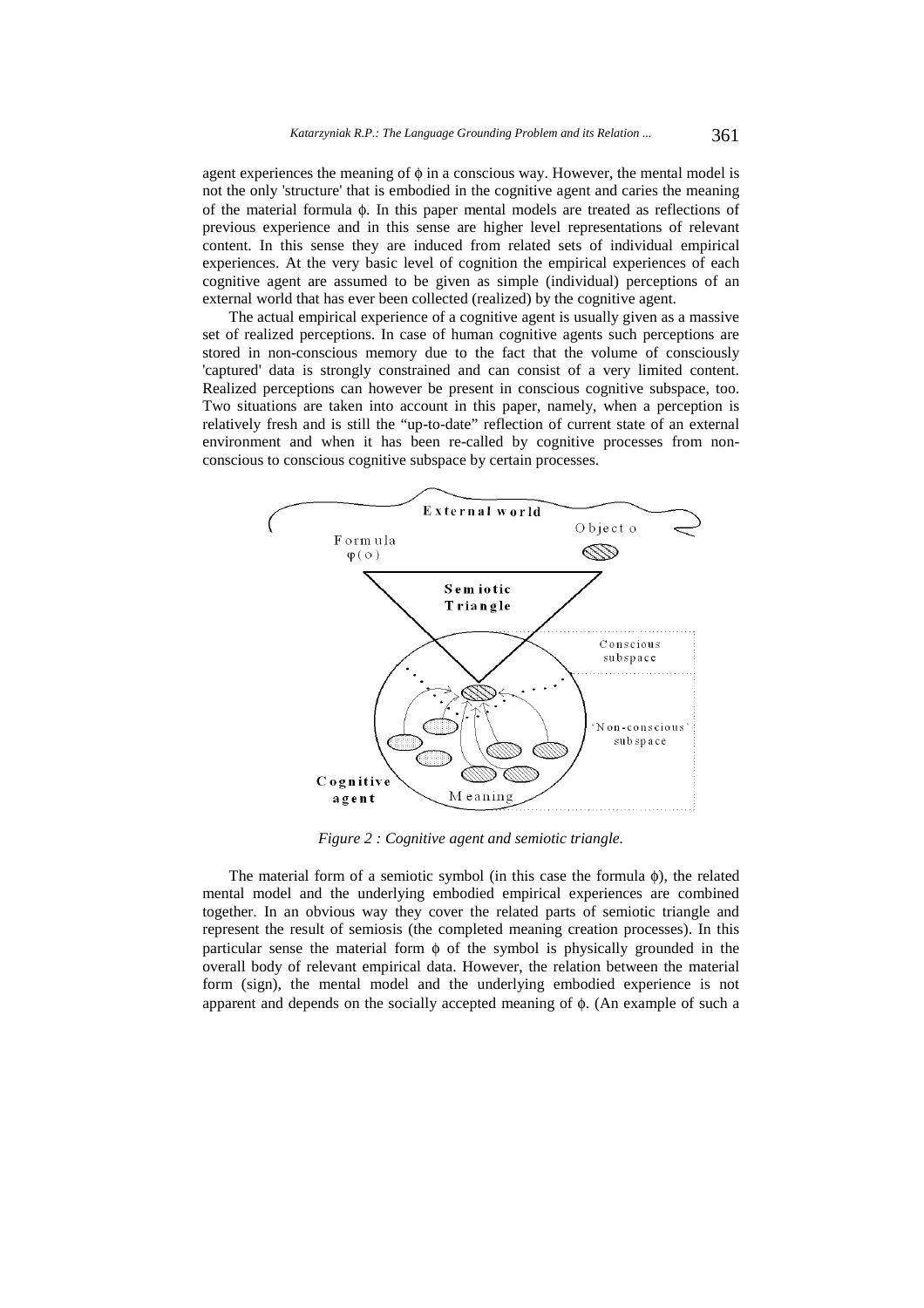agent experiences the meaning of $\phi$ in a conscious way. However, the mental model is not the only 'structure' that is embodied in the cognitive agent and caries the meaning of the material formula $\phi$. In this paper mental models are treated as reflections of previous experience and in this sense are higher level representations of relevant content. In this sense they are induced from related sets of individual empirical experiences. At the very basic level of cognition the empirical experiences of each cognitive agent are assumed to be given as simple (individual) perceptions of an external world that has ever been collected (realized) by the cognitive agent.

The actual empirical experience of a cognitive agent is usually given as a massive set of realized perceptions. In case of human cognitive agents such perceptions are stored in non-conscious memory due to the fact that the volume of consciously 'captured' data is strongly constrained and can consist of a very limited content. Realized perceptions can however be present in conscious cognitive subspace, too. Two situations are taken into account in this paper, namely, when a perception is relatively fresh and is still the "up-to-date" reflection of current state of an external environment and when it has been re-called by cognitive processes from non-conscious to conscious cognitive subspace by certain processes.

External world

Object o

Formula $\varphi(o)$

Semiotic Triangle

Conscious subspace

'Non-conscious' subspace

Cognitive agent

Meaning

*Figure 2 : Cognitive agent and semiotic triangle.*

The material form of a semiotic symbol (in this case the formula $\phi$), the related mental model and the underlying embodied empirical experiences are combined together. In an obvious way they cover the related parts of semiotic triangle and represent the result of semiosis (the completed meaning creation processes). In this particular sense the material form $\phi$ of the symbol is physically grounded in the overall body of relevant empirical data. However, the relation between the material form (sign), the mental model and the underlying embodied experience is not apparent and depends on the socially accepted meaning of $\phi$. (An example of such a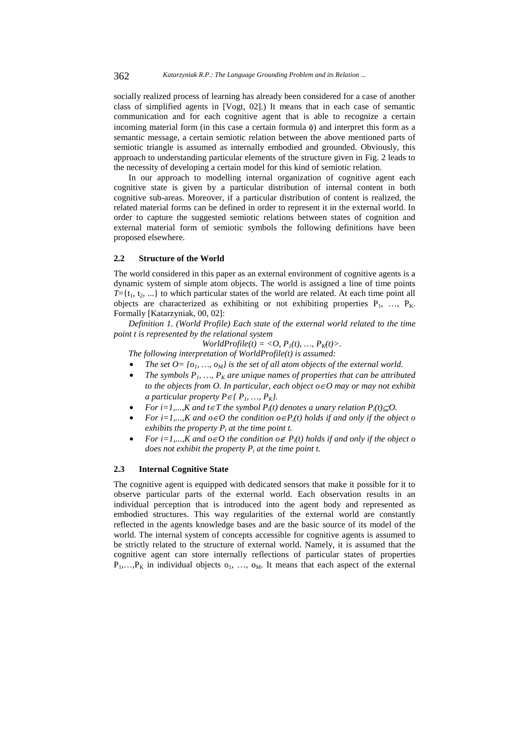socially realized process of learning has already been considered for a case of another class of simplified agents in [Vogt, 02].) It means that in each case of semantic communication and for each cognitive agent that is able to recognize a certain incoming material form (in this case a certain formula $\phi$) and interpret this form as a semantic message, a certain semiotic relation between the above mentioned parts of semiotic triangle is assumed as internally embodied and grounded. Obviously, this approach to understanding particular elements of the structure given in Fig. 2 leads to the necessity of developing a certain model for this kind of semiotic relation.

In our approach to modelling internal organization of cognitive agent each cognitive state is given by a particular distribution of internal content in both cognitive sub-areas. Moreover, if a particular distribution of content is realized, the related material forms can be defined in order to represent it in the external world. In order to capture the suggested semiotic relations between states of cognition and external material form of semiotic symbols the following definitions have been proposed elsewhere.

### 2.2 Structure of the World

The world considered in this paper as an external environment of cognitive agents is a dynamic system of simple atom objects. The world is assigned a line of time points $T=\{t_1, t_2, ...\}$ to which particular states of the world are related. At each time point all objects are characterized as exhibiting or not exhibiting properties $P_1, \ldots, P_K$. Formally [Katarzyniak, 00, 02]:

*Definition 1. (World Profile) Each state of the external world related to the time point t is represented by the relational system*

$$WorldProfile(t) = \langle O, P_1(t), \ldots, P_K(t) \rangle.$$

*The following interpretation of WorldProfile(t) is assumed:*

- *The set $O=\{o_1, \ldots, o_M\}$ is the set of all atom objects of the external world.*
- *The symbols $P_1, \ldots, P_K$ are unique names of properties that can be attributed to the objects from O. In particular, each object $o\in O$ may or may not exhibit a particular property $P\in\{P_1, \ldots, P_K\}$.*
- *For $i=1,...,K$ and $t\in T$ the symbol $P_i(t)$ denotes a unary relation $P_i(t)\subseteq O$.*
- *For $i=1,...,K$ and $o\in O$ the condition $o\in P_i(t)$ holds if and only if the object o exhibits the property $P_i$ at the time point t.*
- *For $i=1,...,K$ and $o\in O$ the condition $o\notin P_i(t)$ holds if and only if the object o does not exhibit the property $P_i$ at the time point t.*

### 2.3 Internal Cognitive State

The cognitive agent is equipped with dedicated sensors that make it possible for it to observe particular parts of the external world. Each observation results in an individual perception that is introduced into the agent body and represented as embodied structures. This way regularities of the external world are constantly reflected in the agents knowledge bases and are the basic source of its model of the world. The internal system of concepts accessible for cognitive agents is assumed to be strictly related to the structure of external world. Namely, it is assumed that the cognitive agent can store internally reflections of particular states of properties $P_1,\ldots,P_K$ in individual objects $o_1, \ldots, o_M$. It means that each aspect of the external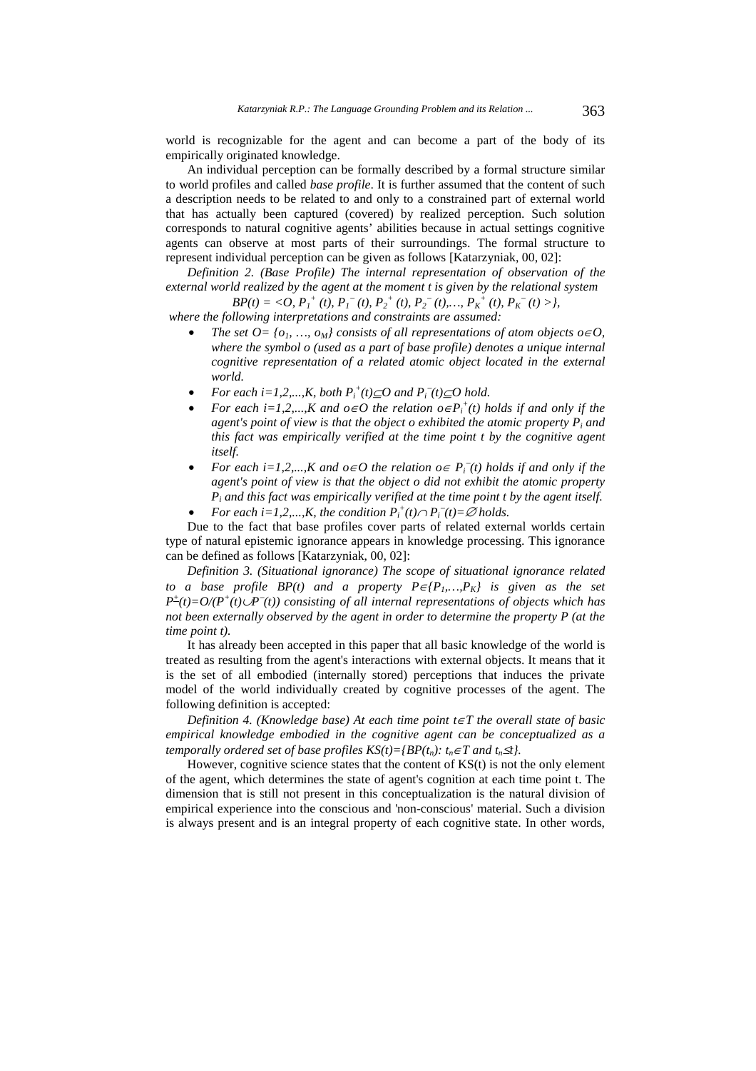world is recognizable for the agent and can become a part of the body of its empirically originated knowledge.

An individual perception can be formally described by a formal structure similar to world profiles and called *base profile*. It is further assumed that the content of such a description needs to be related to and only to a constrained part of external world that has actually been captured (covered) by realized perception. Such solution corresponds to natural cognitive agents' abilities because in actual settings cognitive agents can observe at most parts of their surroundings. The formal structure to represent individual perception can be given as follows [Katarzyniak, 00, 02]:

*Definition 2. (Base Profile) The internal representation of observation of the external world realized by the agent at the moment t is given by the relational system*

$$BP(t) = <O, P_1^+(t), P_1^-(t), P_2^+(t), P_2^-(t),\ldots, P_K^+(t), P_K^-(t)>\},$$

*where the following interpretations and constraints are assumed:*

- *The set $O=\{o_1, \ldots, o_M\}$ consists of all representations of atom objects $o\in O$, where the symbol o (used as a part of base profile) denotes a unique internal cognitive representation of a related atomic object located in the external world.*
- *For each $i=1,2,\ldots,K$, both $P_i^+(t)\subseteq O$ and $P_i^-(t)\subseteq O$ hold.*
- *For each $i=1,2,\ldots,K$ and $o\in O$ the relation $o\in P_i^+(t)$ holds if and only if the agent's point of view is that the object o exhibited the atomic property $P_i$ and this fact was empirically verified at the time point t by the cognitive agent itself.*
- *For each $i=1,2,\ldots,K$ and $o\in O$ the relation $o\in P_i^-(t)$ holds if and only if the agent's point of view is that the object o did not exhibit the atomic property $P_i$ and this fact was empirically verified at the time point t by the agent itself.*
- *For each $i=1,2,\ldots,K$, the condition $P_i^+(t)\cap P_i^-(t)=\varnothing$ holds.*

Due to the fact that base profiles cover parts of related external worlds certain type of natural epistemic ignorance appears in knowledge processing. This ignorance can be defined as follows [Katarzyniak, 00, 02]:

*Definition 3. (Situational ignorance) The scope of situational ignorance related to a base profile BP(t) and a property $P\in\{P_1,\ldots,P_K\}$ is given as the set $P^{\pm}(t)=O/(P^+(t)\cup P^-(t))$ consisting of all internal representations of objects which has not been externally observed by the agent in order to determine the property P (at the time point t).*

It has already been accepted in this paper that all basic knowledge of the world is treated as resulting from the agent's interactions with external objects. It means that it is the set of all embodied (internally stored) perceptions that induces the private model of the world individually created by cognitive processes of the agent. The following definition is accepted:

*Definition 4. (Knowledge base) At each time point $t\in T$ the overall state of basic empirical knowledge embodied in the cognitive agent can be conceptualized as a temporally ordered set of base profiles $KS(t)=\{BP(t_n): t_n\in T \text{ and } t_n\leq t\}$.*

However, cognitive science states that the content of KS(t) is not the only element of the agent, which determines the state of agent's cognition at each time point t. The dimension that is still not present in this conceptualization is the natural division of empirical experience into the conscious and 'non-conscious' material. Such a division is always present and is an integral property of each cognitive state. In other words,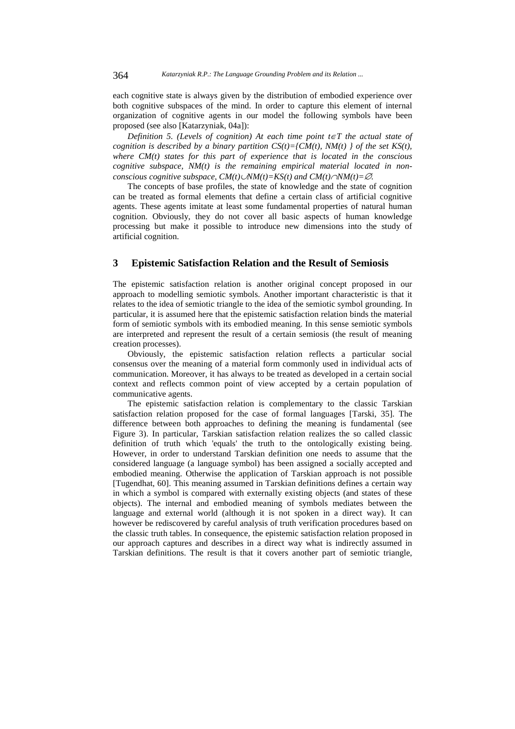each cognitive state is always given by the distribution of embodied experience over both cognitive subspaces of the mind. In order to capture this element of internal organization of cognitive agents in our model the following symbols have been proposed (see also [Katarzyniak, 04a]):

*Definition 5. (Levels of cognition) At each time point $t \in T$ the actual state of cognition is described by a binary partition $CS(t)=\{CM(t), NM(t)\}$ of the set $KS(t)$, where $CM(t)$ states for this part of experience that is located in the conscious cognitive subspace, $NM(t)$ is the remaining empirical material located in non-conscious cognitive subspace, $CM(t) \cup NM(t)=KS(t)$ and $CM(t) \cap NM(t)=\emptyset$.*

The concepts of base profiles, the state of knowledge and the state of cognition can be treated as formal elements that define a certain class of artificial cognitive agents. These agents imitate at least some fundamental properties of natural human cognition. Obviously, they do not cover all basic aspects of human knowledge processing but make it possible to introduce new dimensions into the study of artificial cognition.

## 3 Epistemic Satisfaction Relation and the Result of Semiosis

The epistemic satisfaction relation is another original concept proposed in our approach to modelling semiotic symbols. Another important characteristic is that it relates to the idea of semiotic triangle to the idea of the semiotic symbol grounding. In particular, it is assumed here that the epistemic satisfaction relation binds the material form of semiotic symbols with its embodied meaning. In this sense semiotic symbols are interpreted and represent the result of a certain semiosis (the result of meaning creation processes).

Obviously, the epistemic satisfaction relation reflects a particular social consensus over the meaning of a material form commonly used in individual acts of communication. Moreover, it has always to be treated as developed in a certain social context and reflects common point of view accepted by a certain population of communicative agents.

The epistemic satisfaction relation is complementary to the classic Tarskian satisfaction relation proposed for the case of formal languages [Tarski, 35]. The difference between both approaches to defining the meaning is fundamental (see Figure 3). In particular, Tarskian satisfaction relation realizes the so called classic definition of truth which 'equals' the truth to the ontologically existing being. However, in order to understand Tarskian definition one needs to assume that the considered language (a language symbol) has been assigned a socially accepted and embodied meaning. Otherwise the application of Tarskian approach is not possible [Tugendhat, 60]. This meaning assumed in Tarskian definitions defines a certain way in which a symbol is compared with externally existing objects (and states of these objects). The internal and embodied meaning of symbols mediates between the language and external world (although it is not spoken in a direct way). It can however be rediscovered by careful analysis of truth verification procedures based on the classic truth tables. In consequence, the epistemic satisfaction relation proposed in our approach captures and describes in a direct way what is indirectly assumed in Tarskian definitions. The result is that it covers another part of semiotic triangle,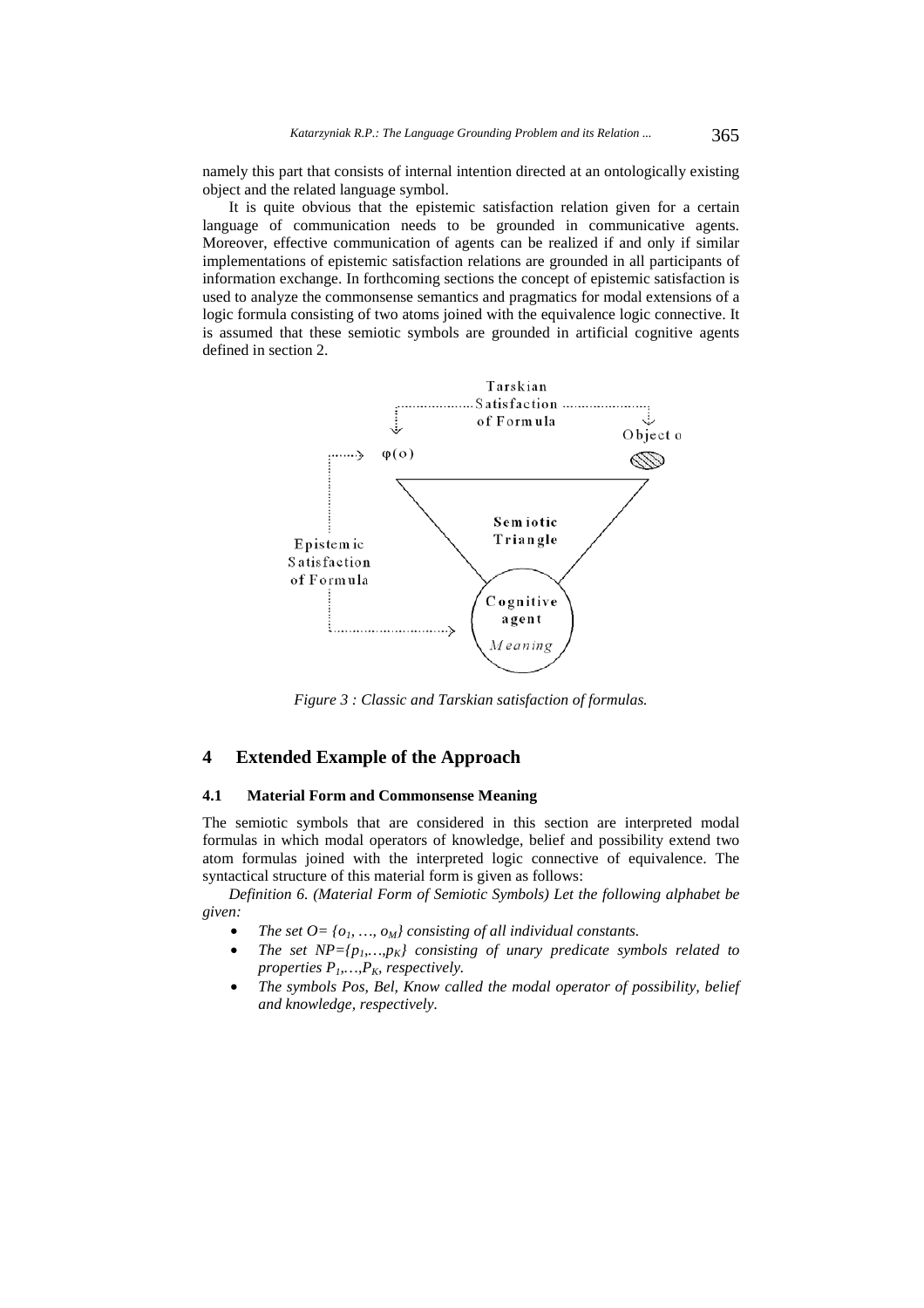namely this part that consists of internal intention directed at an ontologically existing object and the related language symbol.

It is quite obvious that the epistemic satisfaction relation given for a certain language of communication needs to be grounded in communicative agents. Moreover, effective communication of agents can be realized if and only if similar implementations of epistemic satisfaction relations are grounded in all participants of information exchange. In forthcoming sections the concept of epistemic satisfaction is used to analyze the commonsense semantics and pragmatics for modal extensions of a logic formula consisting of two atoms joined with the equivalence logic connective. It is assumed that these semiotic symbols are grounded in artificial cognitive agents defined in section 2.

Tarskian Satisfaction of Formula

$\varphi(o)$

Object o

Semiotic Triangle

Epistemic Satisfaction of Formula

Cognitive agent

*Meaning*

*Figure 3 : Classic and Tarskian satisfaction of formulas.*

## 4 Extended Example of the Approach

### 4.1 Material Form and Commonsense Meaning

The semiotic symbols that are considered in this section are interpreted modal formulas in which modal operators of knowledge, belief and possibility extend two atom formulas joined with the interpreted logic connective of equivalence. The syntactical structure of this material form is given as follows:

*Definition 6. (Material Form of Semiotic Symbols) Let the following alphabet be given:*

- *The set $O=\{o_1, \ldots, o_M\}$ consisting of all individual constants.*
- *The set $NP=\{p_1,\ldots,p_K\}$ consisting of unary predicate symbols related to properties $P_1,\ldots,P_K$, respectively.*
- *The symbols Pos, Bel, Know called the modal operator of possibility, belief and knowledge, respectively.*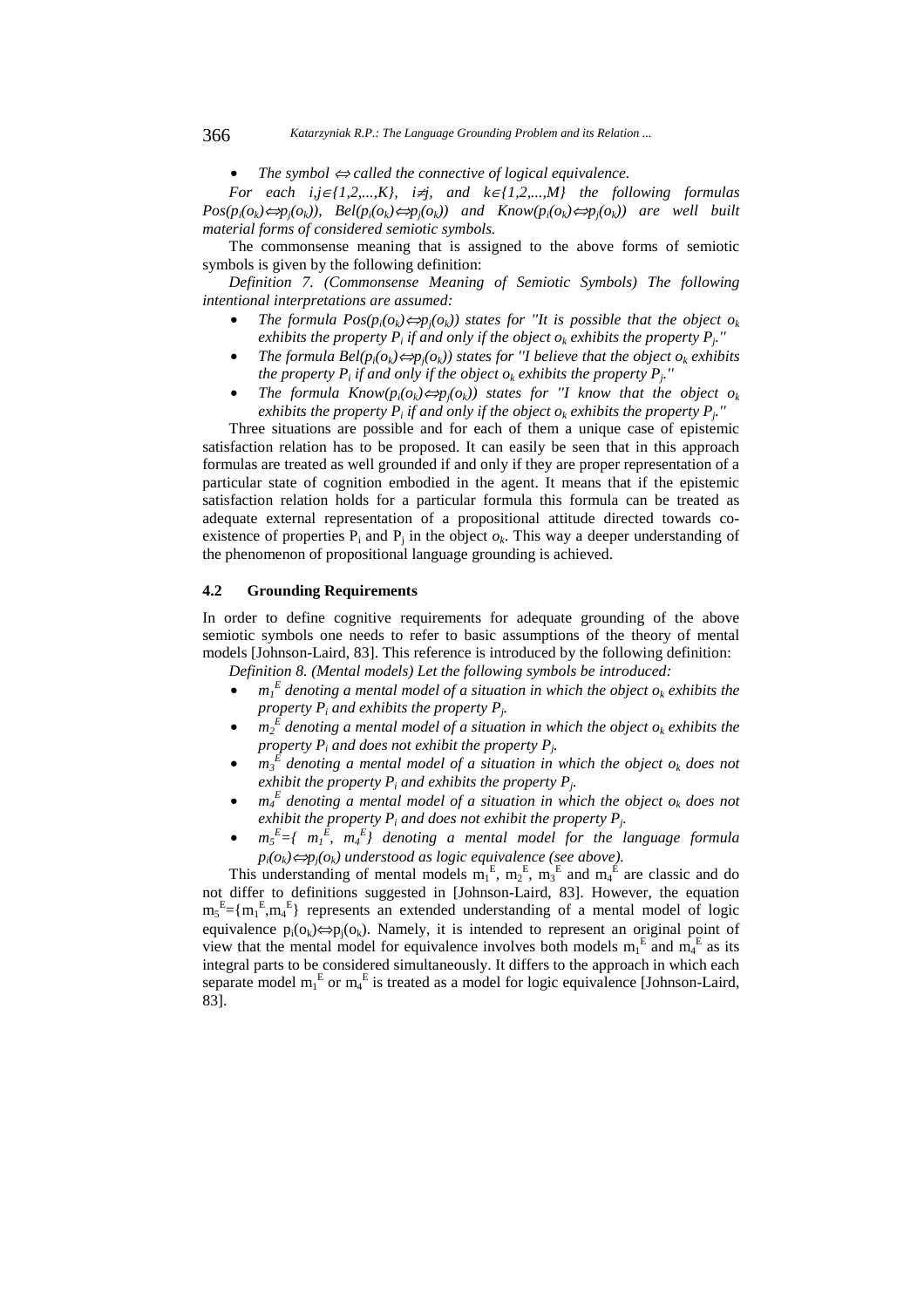- *The symbol $\Leftrightarrow$ called the connective of logical equivalence.*

*For each $i,j \in \{1,2,...,K\}$, $i \neq j$, and $k \in \{1,2,...,M\}$ the following formulas $Pos(p_i(o_k) \Leftrightarrow p_j(o_k))$, $Bel(p_i(o_k) \Leftrightarrow p_j(o_k))$ and $Know(p_i(o_k) \Leftrightarrow p_j(o_k))$ are well built material forms of considered semiotic symbols.*

The commonsense meaning that is assigned to the above forms of semiotic symbols is given by the following definition:

*Definition 7. (Commonsense Meaning of Semiotic Symbols) The following intentional interpretations are assumed:*

- *The formula $Pos(p_i(o_k) \Leftrightarrow p_j(o_k))$ states for "It is possible that the object $o_k$ exhibits the property $P_i$ if and only if the object $o_k$ exhibits the property $P_j$."*
- *The formula $Bel(p_i(o_k) \Leftrightarrow p_j(o_k))$ states for "I believe that the object $o_k$ exhibits the property $P_i$ if and only if the object $o_k$ exhibits the property $P_j$."*
- *The formula $Know(p_i(o_k) \Leftrightarrow p_j(o_k))$ states for "I know that the object $o_k$ exhibits the property $P_i$ if and only if the object $o_k$ exhibits the property $P_j$."*

Three situations are possible and for each of them a unique case of epistemic satisfaction relation has to be proposed. It can easily be seen that in this approach formulas are treated as well grounded if and only if they are proper representation of a particular state of cognition embodied in the agent. It means that if the epistemic satisfaction relation holds for a particular formula this formula can be treated as adequate external representation of a propositional attitude directed towards co-existence of properties $P_i$ and $P_j$ in the object $o_k$. This way a deeper understanding of the phenomenon of propositional language grounding is achieved.

### 4.2 Grounding Requirements

In order to define cognitive requirements for adequate grounding of the above semiotic symbols one needs to refer to basic assumptions of the theory of mental models [Johnson-Laird, 83]. This reference is introduced by the following definition:

*Definition 8. (Mental models) Let the following symbols be introduced:*

- *$m_1^E$ denoting a mental model of a situation in which the object $o_k$ exhibits the property $P_i$ and exhibits the property $P_j$.*
- *$m_2^E$ denoting a mental model of a situation in which the object $o_k$ exhibits the property $P_i$ and does not exhibit the property $P_j$.*
- *$m_3^E$ denoting a mental model of a situation in which the object $o_k$ does not exhibit the property $P_i$ and exhibits the property $P_j$.*
- *$m_4^E$ denoting a mental model of a situation in which the object $o_k$ does not exhibit the property $P_i$ and does not exhibit the property $P_j$.*
- *$m_5^E=\{m_1^E, m_4^E\}$ denoting a mental model for the language formula $p_i(o_k) \Leftrightarrow p_j(o_k)$ understood as logic equivalence (see above).*

This understanding of mental models $m_1^E$, $m_2^E$, $m_3^E$ and $m_4^E$ are classic and do not differ to definitions suggested in [Johnson-Laird, 83]. However, the equation $m_5^E=\{m_1^E,m_4^E\}$ represents an extended understanding of a mental model of logic equivalence $p_i(o_k) \Leftrightarrow p_j(o_k)$. Namely, it is intended to represent an original point of view that the mental model for equivalence involves both models $m_1^E$ and $m_4^E$ as its integral parts to be considered simultaneously. It differs to the approach in which each separate model $m_1^E$ or $m_4^E$ is treated as a model for logic equivalence [Johnson-Laird, 83].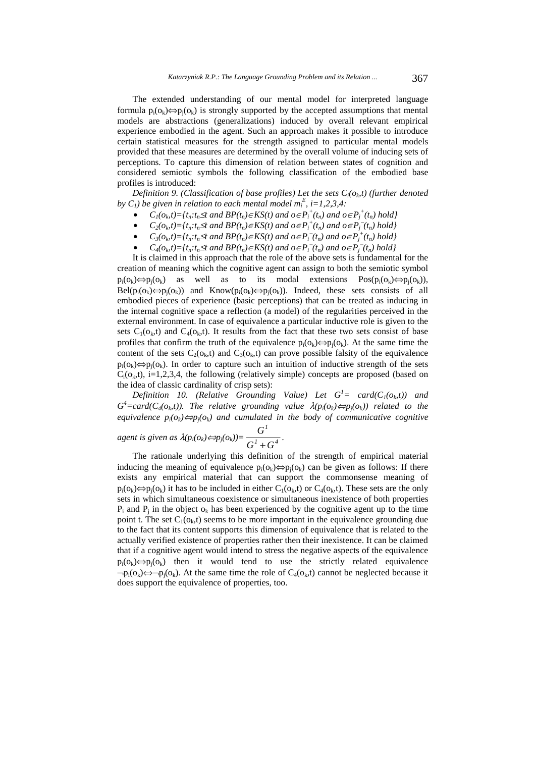The extended understanding of our mental model for interpreted language formula $p_i(o_k)\Leftrightarrow p_j(o_k)$ is strongly supported by the accepted assumptions that mental models are abstractions (generalizations) induced by overall relevant empirical experience embodied in the agent. Such an approach makes it possible to introduce certain statistical measures for the strength assigned to particular mental models provided that these measures are determined by the overall volume of inducing sets of perceptions. To capture this dimension of relation between states of cognition and considered semiotic symbols the following classification of the embodied base profiles is introduced:

*Definition 9. (Classification of base profiles) Let the sets $C_i(o_k,t)$ (further denoted by $C_I$) be given in relation to each mental model $m_i^E$, $i=1,2,3,4$:*

- $C_1(o_k,t)=\{t_n: t_n\leq t \text{ and } BP(t_n)\in KS(t) \text{ and } o\in P_i^+(t_n) \text{ and } o\in P_j^+(t_n) \text{ hold}\}$
- $C_2(o_k,t)=\{t_n: t_n\leq t \text{ and } BP(t_n)\in KS(t) \text{ and } o\in P_i^+(t_n) \text{ and } o\in P_j^-(t_n) \text{ hold}\}$
- $C_3(o_k,t)=\{t_n: t_n\leq t \text{ and } BP(t_n)\in KS(t) \text{ and } o\in P_i^-(t_n) \text{ and } o\in P_j^+(t_n) \text{ hold}\}$
- $C_4(o_k,t)=\{t_n: t_n\leq t \text{ and } BP(t_n)\in KS(t) \text{ and } o\in P_i^-(t_n) \text{ and } o\in P_j^-(t_n) \text{ hold}\}$

It is claimed in this approach that the role of the above sets is fundamental for the creation of meaning which the cognitive agent can assign to both the semiotic symbol $p_i(o_k)\Leftrightarrow p_j(o_k)$ as well as to its modal extensions $\text{Pos}(p_i(o_k)\Leftrightarrow p_j(o_k))$, $\text{Bel}(p_i(o_k)\Leftrightarrow p_j(o_k))$ and $\text{Know}(p_i(o_k)\Leftrightarrow p_j(o_k))$. Indeed, these sets consists of all embodied pieces of experience (basic perceptions) that can be treated as inducing in the internal cognitive space a reflection (a model) of the regularities perceived in the external environment. In case of equivalence a particular inductive role is given to the sets $C_1(o_k,t)$ and $C_4(o_k,t)$. It results from the fact that these two sets consist of base profiles that confirm the truth of the equivalence $p_i(o_k)\Leftrightarrow p_j(o_k)$. At the same time the content of the sets $C_2(o_k,t)$ and $C_3(o_k,t)$ can prove possible falsity of the equivalence $p_i(o_k)\Leftrightarrow p_j(o_k)$. In order to capture such an intuition of inductive strength of the sets $C_i(o_k,t)$, $i=1,2,3,4$, the following (relatively simple) concepts are proposed (based on the idea of classic cardinality of crisp sets):

*Definition 10. (Relative Grounding Value) Let $G^1=\text{card}(C_1(o_k,t))$ and $G^4=\text{card}(C_4(o_k,t))$. The relative grounding value $\lambda(p_i(o_k)\Leftrightarrow p_j(o_k))$ related to the equivalence $p_i(o_k)\Leftrightarrow p_j(o_k)$ and cumulated in the body of communicative cognitive agent is given as* $\lambda(p_i(o_k)\Leftrightarrow p_j(o_k))=\dfrac{G^1}{G^1+G^4}$.

The rationale underlying this definition of the strength of empirical material inducing the meaning of equivalence $p_i(o_k)\Leftrightarrow p_j(o_k)$ can be given as follows: If there exists any empirical material that can support the commonsense meaning of $p_i(o_k)\Leftrightarrow p_j(o_k)$ it has to be included in either $C_1(o_k,t)$ or $C_4(o_k,t)$. These sets are the only sets in which simultaneous coexistence or simultaneous inexistence of both properties $P_i$ and $P_j$ in the object $o_k$ has been experienced by the cognitive agent up to the time point t. The set $C_1(o_k,t)$ seems to be more important in the equivalence grounding due to the fact that its content supports this dimension of equivalence that is related to the actually verified existence of properties rather then their inexistence. It can be claimed that if a cognitive agent would intend to stress the negative aspects of the equivalence $p_i(o_k)\Leftrightarrow p_j(o_k)$ then it would tend to use the strictly related equivalence $\neg p_i(o_k)\Leftrightarrow\neg p_j(o_k)$. At the same time the role of $C_4(o_k,t)$ cannot be neglected because it does support the equivalence of properties, too.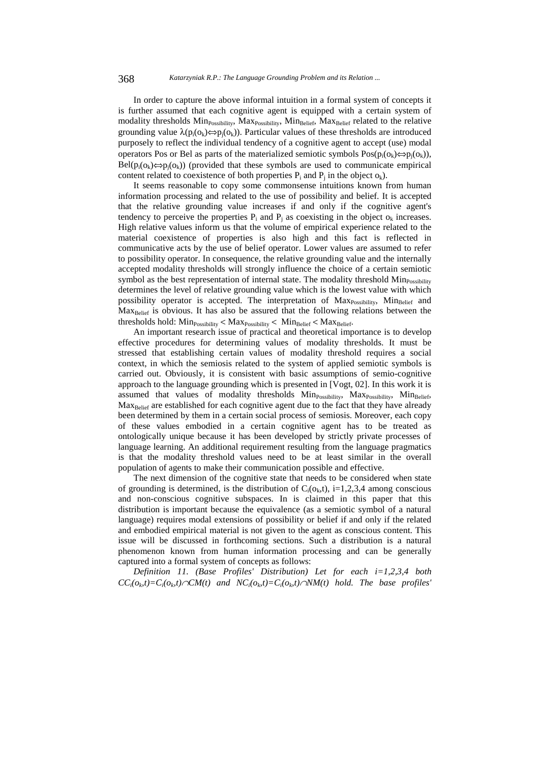In order to capture the above informal intuition in a formal system of concepts it is further assumed that each cognitive agent is equipped with a certain system of modality thresholds $Min_{Possibility}$, $Max_{Possibility}$, $Min_{Belief}$, $Max_{Belief}$ related to the relative grounding value $\lambda(p_i(o_k) \Leftrightarrow p_j(o_k))$. Particular values of these thresholds are introduced purposely to reflect the individual tendency of a cognitive agent to accept (use) modal operators Pos or Bel as parts of the materialized semiotic symbols $Pos(p_i(o_k) \Leftrightarrow p_j(o_k))$, $Bel(p_i(o_k) \Leftrightarrow p_j(o_k))$ (provided that these symbols are used to communicate empirical content related to coexistence of both properties $P_i$ and $P_j$ in the object $o_k$).

It seems reasonable to copy some commonsense intuitions known from human information processing and related to the use of possibility and belief. It is accepted that the relative grounding value increases if and only if the cognitive agent's tendency to perceive the properties $P_i$ and $P_j$ as coexisting in the object $o_k$ increases. High relative values inform us that the volume of empirical experience related to the material coexistence of properties is also high and this fact is reflected in communicative acts by the use of belief operator. Lower values are assumed to refer to possibility operator. In consequence, the relative grounding value and the internally accepted modality thresholds will strongly influence the choice of a certain semiotic symbol as the best representation of internal state. The modality threshold $Min_{Possibility}$ determines the level of relative grounding value which is the lowest value with which possibility operator is accepted. The interpretation of $Max_{Possibility}$, $Min_{Belief}$ and $Max_{Belief}$ is obvious. It has also be assured that the following relations between the thresholds hold: $Min_{Possibility} < Max_{Possibility} < Min_{Belief} < Max_{Belief}$.

An important research issue of practical and theoretical importance is to develop effective procedures for determining values of modality thresholds. It must be stressed that establishing certain values of modality threshold requires a social context, in which the semiosis related to the system of applied semiotic symbols is carried out. Obviously, it is consistent with basic assumptions of semio-cognitive approach to the language grounding which is presented in [Vogt, 02]. In this work it is assumed that values of modality thresholds $Min_{Possibility}$, $Max_{Possibility}$, $Min_{Belief}$, $Max_{Belief}$ are established for each cognitive agent due to the fact that they have already been determined by them in a certain social process of semiosis. Moreover, each copy of these values embodied in a certain cognitive agent has to be treated as ontologically unique because it has been developed by strictly private processes of language learning. An additional requirement resulting from the language pragmatics is that the modality threshold values need to be at least similar in the overall population of agents to make their communication possible and effective.

The next dimension of the cognitive state that needs to be considered when state of grounding is determined, is the distribution of $C_i(o_k,t)$, i=1,2,3,4 among conscious and non-conscious cognitive subspaces. In is claimed in this paper that this distribution is important because the equivalence (as a semiotic symbol of a natural language) requires modal extensions of possibility or belief if and only if the related and embodied empirical material is not given to the agent as conscious content. This issue will be discussed in forthcoming sections. Such a distribution is a natural phenomenon known from human information processing and can be generally captured into a formal system of concepts as follows:

*Definition 11. (Base Profiles' Distribution) Let for each i=1,2,3,4 both* $CC_i(o_k,t)=C_i(o_k,t) \cap CM(t)$ *and* $NC_i(o_k,t)=C_i(o_k,t) \cap NM(t)$ *hold. The base profiles'*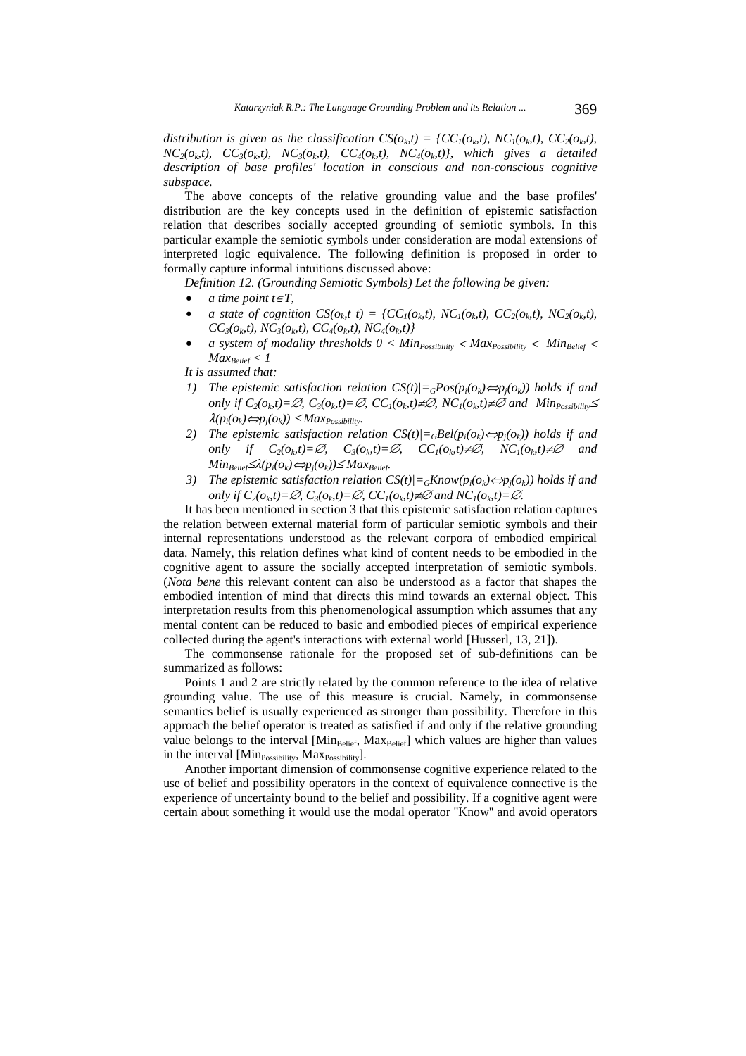*distribution is given as the classification $CS(o_k,t) = \{CC_1(o_k,t), NC_1(o_k,t), CC_2(o_k,t), NC_2(o_k,t), CC_3(o_k,t), NC_3(o_k,t), CC_4(o_k,t), NC_4(o_k,t)\}$, which gives a detailed description of base profiles' location in conscious and non-conscious cognitive subspace.*

The above concepts of the relative grounding value and the base profiles' distribution are the key concepts used in the definition of epistemic satisfaction relation that describes socially accepted grounding of semiotic symbols. In this particular example the semiotic symbols under consideration are modal extensions of interpreted logic equivalence. The following definition is proposed in order to formally capture informal intuitions discussed above:

*Definition 12. (Grounding Semiotic Symbols) Let the following be given:*

- *a time point $t \in T$,*
- *a state of cognition $CS(o_k,t\ t) = \{CC_1(o_k,t), NC_1(o_k,t), CC_2(o_k,t), NC_2(o_k,t), CC_3(o_k,t), NC_3(o_k,t), CC_4(o_k,t), NC_4(o_k,t)\}$*
- *a system of modality thresholds $0 < Min_{Possibility} < Max_{Possibility} < Min_{Belief} < Max_{Belief} < 1$*

*It is assumed that:*

1) *The epistemic satisfaction relation $CS(t) |=_G Pos(p_i(o_k) \Leftrightarrow p_j(o_k))$ holds if and only if $C_2(o_k,t)=\emptyset$, $C_3(o_k,t)=\emptyset$, $CC_1(o_k,t)\neq\emptyset$, $NC_1(o_k,t)\neq\emptyset$ and $Min_{Possibility} \leq \lambda(p_i(o_k) \Leftrightarrow p_j(o_k)) \leq Max_{Possibility}$.*
2) *The epistemic satisfaction relation $CS(t) |=_G Bel(p_i(o_k) \Leftrightarrow p_j(o_k))$ holds if and only if $C_2(o_k,t)=\emptyset$, $C_3(o_k,t)=\emptyset$, $CC_1(o_k,t)\neq\emptyset$, $NC_1(o_k,t)\neq\emptyset$ and $Min_{Belief} \leq \lambda(p_i(o_k) \Leftrightarrow p_j(o_k)) \leq Max_{Belief}$.*
3) *The epistemic satisfaction relation $CS(t) |=_G Know(p_i(o_k) \Leftrightarrow p_j(o_k))$ holds if and only if $C_2(o_k,t)=\emptyset$, $C_3(o_k,t)=\emptyset$, $CC_1(o_k,t)\neq\emptyset$ and $NC_1(o_k,t)=\emptyset$.*

It has been mentioned in section 3 that this epistemic satisfaction relation captures the relation between external material form of particular semiotic symbols and their internal representations understood as the relevant corpora of embodied empirical data. Namely, this relation defines what kind of content needs to be embodied in the cognitive agent to assure the socially accepted interpretation of semiotic symbols. (*Nota bene* this relevant content can also be understood as a factor that shapes the embodied intention of mind that directs this mind towards an external object. This interpretation results from this phenomenological assumption which assumes that any mental content can be reduced to basic and embodied pieces of empirical experience collected during the agent's interactions with external world [Husserl, 13, 21]).

The commonsense rationale for the proposed set of sub-definitions can be summarized as follows:

Points 1 and 2 are strictly related by the common reference to the idea of relative grounding value. The use of this measure is crucial. Namely, in commonsense semantics belief is usually experienced as stronger than possibility. Therefore in this approach the belief operator is treated as satisfied if and only if the relative grounding value belongs to the interval $[Min_{Belief}, Max_{Belief}]$ which values are higher than values in the interval $[Min_{Possibility}, Max_{Possibility}]$.

Another important dimension of commonsense cognitive experience related to the use of belief and possibility operators in the context of equivalence connective is the experience of uncertainty bound to the belief and possibility. If a cognitive agent were certain about something it would use the modal operator "Know" and avoid operators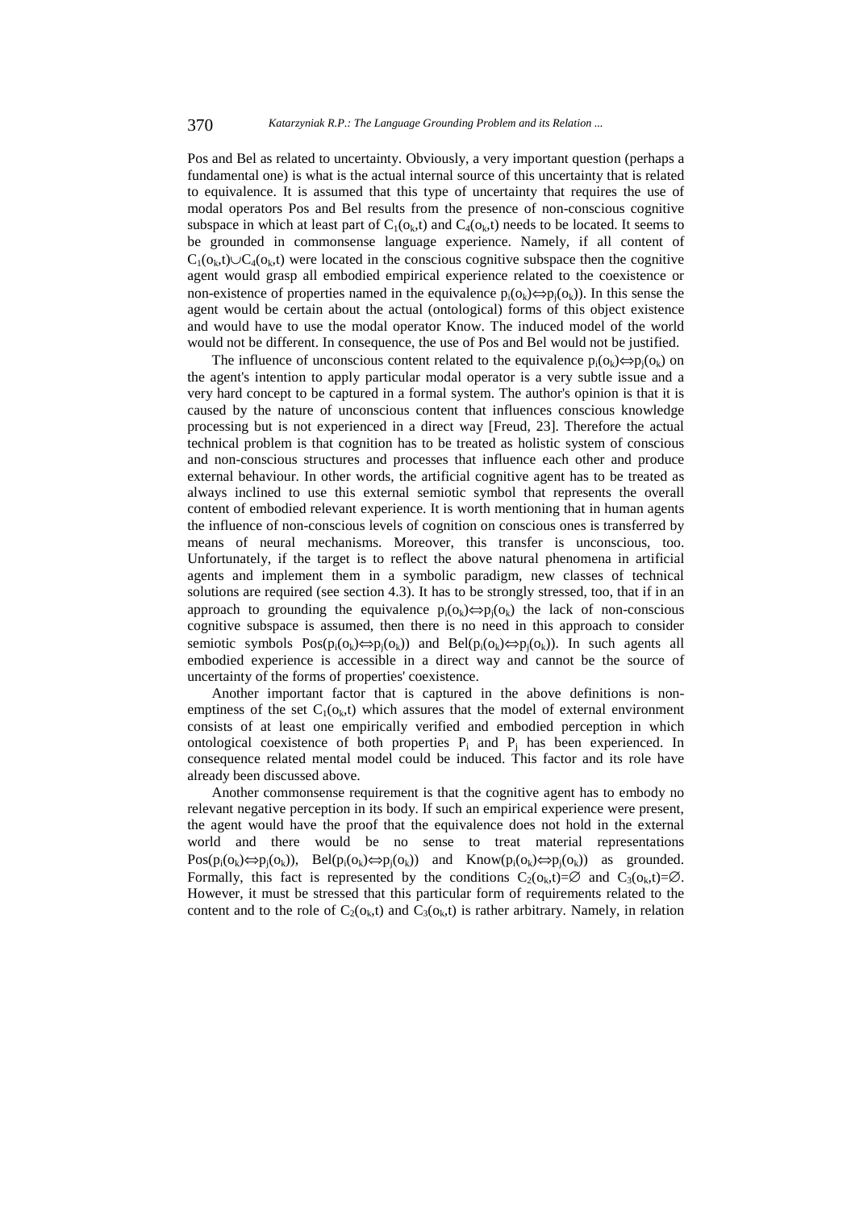Pos and Bel as related to uncertainty. Obviously, a very important question (perhaps a fundamental one) is what is the actual internal source of this uncertainty that is related to equivalence. It is assumed that this type of uncertainty that requires the use of modal operators Pos and Bel results from the presence of non-conscious cognitive subspace in which at least part of $C_1(o_k,t)$ and $C_4(o_k,t)$ needs to be located. It seems to be grounded in commonsense language experience. Namely, if all content of $C_1(o_k,t) \cup C_4(o_k,t)$ were located in the conscious cognitive subspace then the cognitive agent would grasp all embodied empirical experience related to the coexistence or non-existence of properties named in the equivalence $p_i(o_k) \Leftrightarrow p_j(o_k)$). In this sense the agent would be certain about the actual (ontological) forms of this object existence and would have to use the modal operator Know. The induced model of the world would not be different. In consequence, the use of Pos and Bel would not be justified.

The influence of unconscious content related to the equivalence $p_i(o_k) \Leftrightarrow p_j(o_k)$ on the agent's intention to apply particular modal operator is a very subtle issue and a very hard concept to be captured in a formal system. The author's opinion is that it is caused by the nature of unconscious content that influences conscious knowledge processing but is not experienced in a direct way [Freud, 23]. Therefore the actual technical problem is that cognition has to be treated as holistic system of conscious and non-conscious structures and processes that influence each other and produce external behaviour. In other words, the artificial cognitive agent has to be treated as always inclined to use this external semiotic symbol that represents the overall content of embodied relevant experience. It is worth mentioning that in human agents the influence of non-conscious levels of cognition on conscious ones is transferred by means of neural mechanisms. Moreover, this transfer is unconscious, too. Unfortunately, if the target is to reflect the above natural phenomena in artificial agents and implement them in a symbolic paradigm, new classes of technical solutions are required (see section 4.3). It has to be strongly stressed, too, that if in an approach to grounding the equivalence $p_i(o_k) \Leftrightarrow p_j(o_k)$ the lack of non-conscious cognitive subspace is assumed, then there is no need in this approach to consider semiotic symbols $\text{Pos}(p_i(o_k) \Leftrightarrow p_j(o_k))$ and $\text{Bel}(p_i(o_k) \Leftrightarrow p_j(o_k))$. In such agents all embodied experience is accessible in a direct way and cannot be the source of uncertainty of the forms of properties' coexistence.

Another important factor that is captured in the above definitions is non-emptiness of the set $C_1(o_k,t)$ which assures that the model of external environment consists of at least one empirically verified and embodied perception in which ontological coexistence of both properties $P_i$ and $P_j$ has been experienced. In consequence related mental model could be induced. This factor and its role have already been discussed above.

Another commonsense requirement is that the cognitive agent has to embody no relevant negative perception in its body. If such an empirical experience were present, the agent would have the proof that the equivalence does not hold in the external world and there would be no sense to treat material representations $\text{Pos}(p_i(o_k) \Leftrightarrow p_j(o_k))$, $\text{Bel}(p_i(o_k) \Leftrightarrow p_j(o_k))$ and $\text{Know}(p_i(o_k) \Leftrightarrow p_j(o_k))$ as grounded. Formally, this fact is represented by the conditions $C_2(o_k,t)=\varnothing$ and $C_3(o_k,t)=\varnothing$. However, it must be stressed that this particular form of requirements related to the content and to the role of $C_2(o_k,t)$ and $C_3(o_k,t)$ is rather arbitrary. Namely, in relation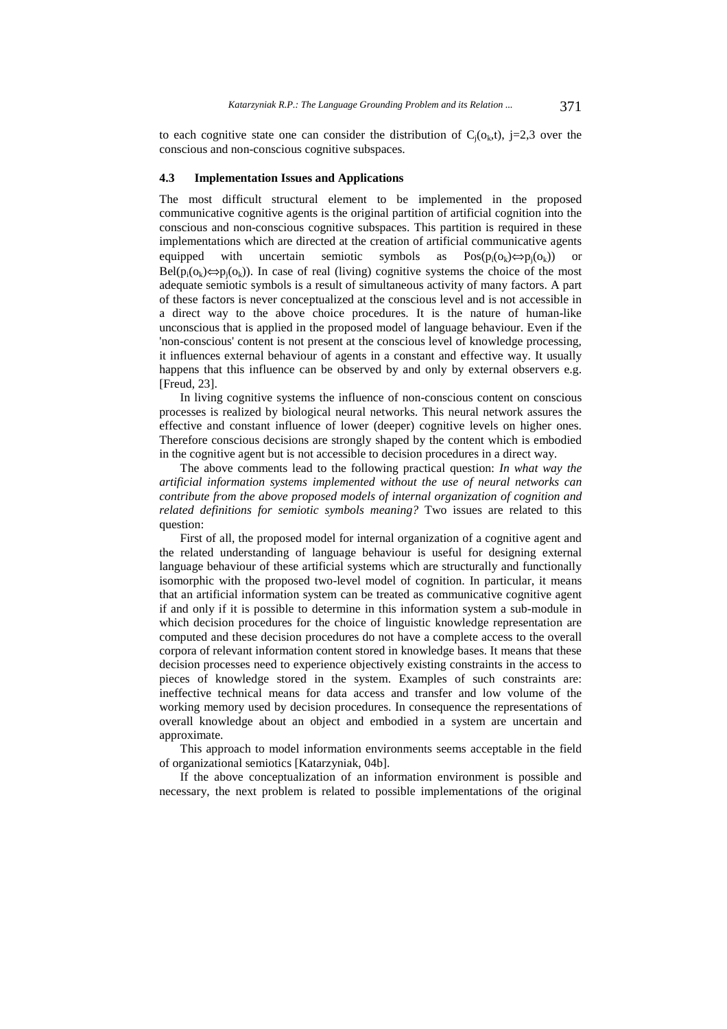to each cognitive state one can consider the distribution of $C_j(o_k,t)$, j=2,3 over the conscious and non-conscious cognitive subspaces.

### 4.3 Implementation Issues and Applications

The most difficult structural element to be implemented in the proposed communicative cognitive agents is the original partition of artificial cognition into the conscious and non-conscious cognitive subspaces. This partition is required in these implementations which are directed at the creation of artificial communicative agents equipped with uncertain semiotic symbols as $Pos(p_i(o_k) \Leftrightarrow p_j(o_k))$ or $Bel(p_i(o_k) \Leftrightarrow p_j(o_k))$. In case of real (living) cognitive systems the choice of the most adequate semiotic symbols is a result of simultaneous activity of many factors. A part of these factors is never conceptualized at the conscious level and is not accessible in a direct way to the above choice procedures. It is the nature of human-like unconscious that is applied in the proposed model of language behaviour. Even if the 'non-conscious' content is not present at the conscious level of knowledge processing, it influences external behaviour of agents in a constant and effective way. It usually happens that this influence can be observed by and only by external observers e.g. [Freud, 23].

In living cognitive systems the influence of non-conscious content on conscious processes is realized by biological neural networks. This neural network assures the effective and constant influence of lower (deeper) cognitive levels on higher ones. Therefore conscious decisions are strongly shaped by the content which is embodied in the cognitive agent but is not accessible to decision procedures in a direct way.

The above comments lead to the following practical question: *In what way the artificial information systems implemented without the use of neural networks can contribute from the above proposed models of internal organization of cognition and related definitions for semiotic symbols meaning?* Two issues are related to this question:

First of all, the proposed model for internal organization of a cognitive agent and the related understanding of language behaviour is useful for designing external language behaviour of these artificial systems which are structurally and functionally isomorphic with the proposed two-level model of cognition. In particular, it means that an artificial information system can be treated as communicative cognitive agent if and only if it is possible to determine in this information system a sub-module in which decision procedures for the choice of linguistic knowledge representation are computed and these decision procedures do not have a complete access to the overall corpora of relevant information content stored in knowledge bases. It means that these decision processes need to experience objectively existing constraints in the access to pieces of knowledge stored in the system. Examples of such constraints are: ineffective technical means for data access and transfer and low volume of the working memory used by decision procedures. In consequence the representations of overall knowledge about an object and embodied in a system are uncertain and approximate.

This approach to model information environments seems acceptable in the field of organizational semiotics [Katarzyniak, 04b].

If the above conceptualization of an information environment is possible and necessary, the next problem is related to possible implementations of the original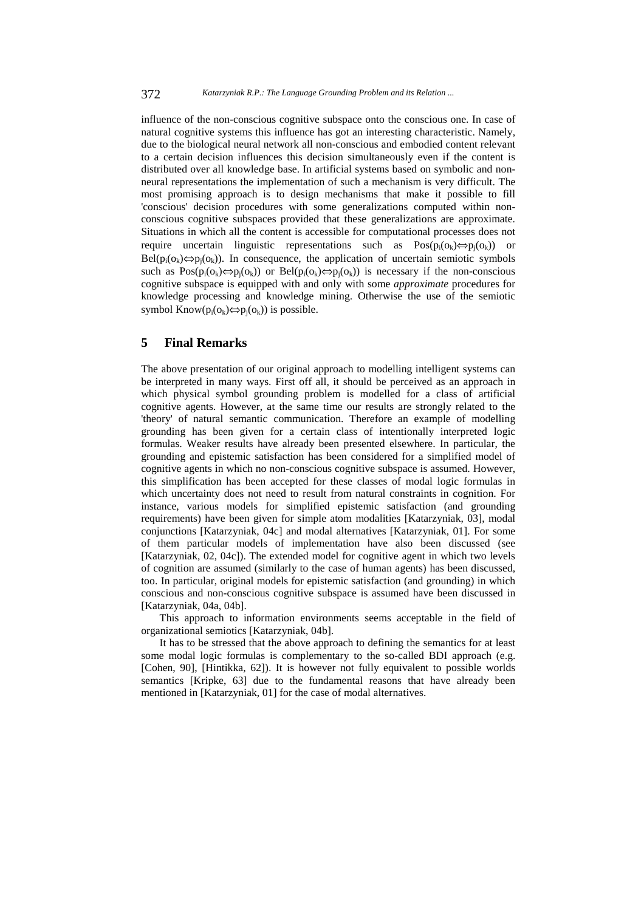influence of the non-conscious cognitive subspace onto the conscious one. In case of natural cognitive systems this influence has got an interesting characteristic. Namely, due to the biological neural network all non-conscious and embodied content relevant to a certain decision influences this decision simultaneously even if the content is distributed over all knowledge base. In artificial systems based on symbolic and non-neural representations the implementation of such a mechanism is very difficult. The most promising approach is to design mechanisms that make it possible to fill 'conscious' decision procedures with some generalizations computed within non-conscious cognitive subspaces provided that these generalizations are approximate. Situations in which all the content is accessible for computational processes does not require uncertain linguistic representations such as $\mathrm{Pos}(p_i(o_k)\Leftrightarrow p_j(o_k))$ or $\mathrm{Bel}(p_i(o_k)\Leftrightarrow p_j(o_k))$. In consequence, the application of uncertain semiotic symbols such as $\mathrm{Pos}(p_i(o_k)\Leftrightarrow p_j(o_k))$ or $\mathrm{Bel}(p_i(o_k)\Leftrightarrow p_j(o_k))$ is necessary if the non-conscious cognitive subspace is equipped with and only with some *approximate* procedures for knowledge processing and knowledge mining. Otherwise the use of the semiotic symbol $\mathrm{Know}(p_i(o_k)\Leftrightarrow p_j(o_k))$ is possible.

## 5 Final Remarks

The above presentation of our original approach to modelling intelligent systems can be interpreted in many ways. First off all, it should be perceived as an approach in which physical symbol grounding problem is modelled for a class of artificial cognitive agents. However, at the same time our results are strongly related to the 'theory' of natural semantic communication. Therefore an example of modelling grounding has been given for a certain class of intentionally interpreted logic formulas. Weaker results have already been presented elsewhere. In particular, the grounding and epistemic satisfaction has been considered for a simplified model of cognitive agents in which no non-conscious cognitive subspace is assumed. However, this simplification has been accepted for these classes of modal logic formulas in which uncertainty does not need to result from natural constraints in cognition. For instance, various models for simplified epistemic satisfaction (and grounding requirements) have been given for simple atom modalities [Katarzyniak, 03], modal conjunctions [Katarzyniak, 04c] and modal alternatives [Katarzyniak, 01]. For some of them particular models of implementation have also been discussed (see [Katarzyniak, 02, 04c]). The extended model for cognitive agent in which two levels of cognition are assumed (similarly to the case of human agents) has been discussed, too. In particular, original models for epistemic satisfaction (and grounding) in which conscious and non-conscious cognitive subspace is assumed have been discussed in [Katarzyniak, 04a, 04b].

This approach to information environments seems acceptable in the field of organizational semiotics [Katarzyniak, 04b].

It has to be stressed that the above approach to defining the semantics for at least some modal logic formulas is complementary to the so-called BDI approach (e.g. [Cohen, 90], [Hintikka, 62]). It is however not fully equivalent to possible worlds semantics [Kripke, 63] due to the fundamental reasons that have already been mentioned in [Katarzyniak, 01] for the case of modal alternatives.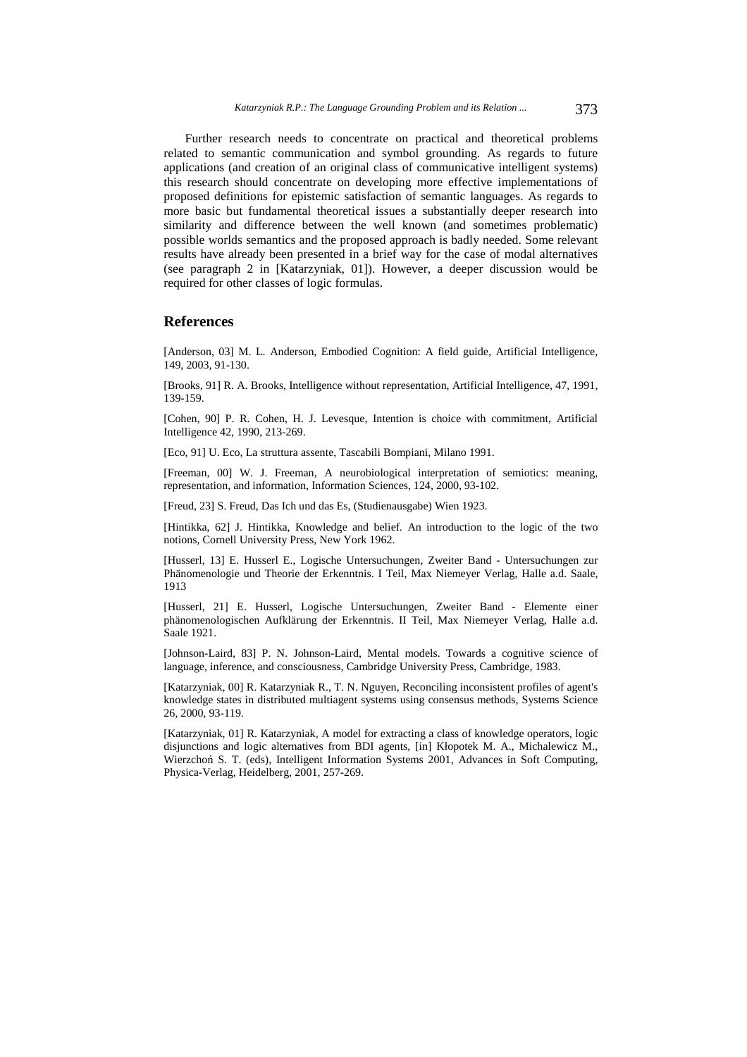Further research needs to concentrate on practical and theoretical problems related to semantic communication and symbol grounding. As regards to future applications (and creation of an original class of communicative intelligent systems) this research should concentrate on developing more effective implementations of proposed definitions for epistemic satisfaction of semantic languages. As regards to more basic but fundamental theoretical issues a substantially deeper research into similarity and difference between the well known (and sometimes problematic) possible worlds semantics and the proposed approach is badly needed. Some relevant results have already been presented in a brief way for the case of modal alternatives (see paragraph 2 in [Katarzyniak, 01]). However, a deeper discussion would be required for other classes of logic formulas.

## References

[Anderson, 03] M. L. Anderson, Embodied Cognition: A field guide, Artificial Intelligence, 149, 2003, 91-130.

[Brooks, 91] R. A. Brooks, Intelligence without representation, Artificial Intelligence, 47, 1991, 139-159.

[Cohen, 90] P. R. Cohen, H. J. Levesque, Intention is choice with commitment, Artificial Intelligence 42, 1990, 213-269.

[Eco, 91] U. Eco, La struttura assente, Tascabili Bompiani, Milano 1991.

[Freeman, 00] W. J. Freeman, A neurobiological interpretation of semiotics: meaning, representation, and information, Information Sciences, 124, 2000, 93-102.

[Freud, 23] S. Freud, Das Ich und das Es, (Studienausgabe) Wien 1923.

[Hintikka, 62] J. Hintikka, Knowledge and belief. An introduction to the logic of the two notions, Cornell University Press, New York 1962.

[Husserl, 13] E. Husserl E., Logische Untersuchungen, Zweiter Band - Untersuchungen zur Phänomenologie und Theorie der Erkenntnis. I Teil, Max Niemeyer Verlag, Halle a.d. Saale, 1913

[Husserl, 21] E. Husserl, Logische Untersuchungen, Zweiter Band - Elemente einer phänomenologischen Aufklärung der Erkenntnis. II Teil, Max Niemeyer Verlag, Halle a.d. Saale 1921.

[Johnson-Laird, 83] P. N. Johnson-Laird, Mental models. Towards a cognitive science of language, inference, and consciousness, Cambridge University Press, Cambridge, 1983.

[Katarzyniak, 00] R. Katarzyniak R., T. N. Nguyen, Reconciling inconsistent profiles of agent's knowledge states in distributed multiagent systems using consensus methods, Systems Science 26, 2000, 93-119.

[Katarzyniak, 01] R. Katarzyniak, A model for extracting a class of knowledge operators, logic disjunctions and logic alternatives from BDI agents, [in] Kłopotek M. A., Michalewicz M., Wierzchoń S. T. (eds), Intelligent Information Systems 2001, Advances in Soft Computing, Physica-Verlag, Heidelberg, 2001, 257-269.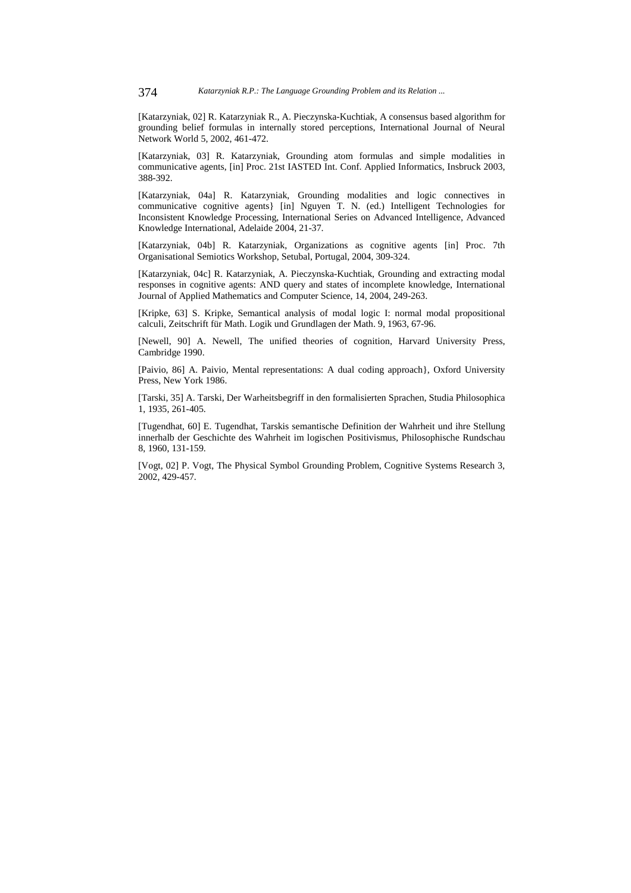[Katarzyniak, 02] R. Katarzyniak R., A. Pieczynska-Kuchtiak, A consensus based algorithm for grounding belief formulas in internally stored perceptions, International Journal of Neural Network World 5, 2002, 461-472.

[Katarzyniak, 03] R. Katarzyniak, Grounding atom formulas and simple modalities in communicative agents, [in] Proc. 21st IASTED Int. Conf. Applied Informatics, Insbruck 2003, 388-392.

[Katarzyniak, 04a] R. Katarzyniak, Grounding modalities and logic connectives in communicative cognitive agents} [in] Nguyen T. N. (ed.) Intelligent Technologies for Inconsistent Knowledge Processing, International Series on Advanced Intelligence, Advanced Knowledge International, Adelaide 2004, 21-37.

[Katarzyniak, 04b] R. Katarzyniak, Organizations as cognitive agents [in] Proc. 7th Organisational Semiotics Workshop, Setubal, Portugal, 2004, 309-324.

[Katarzyniak, 04c] R. Katarzyniak, A. Pieczynska-Kuchtiak, Grounding and extracting modal responses in cognitive agents: AND query and states of incomplete knowledge, International Journal of Applied Mathematics and Computer Science, 14, 2004, 249-263.

[Kripke, 63] S. Kripke, Semantical analysis of modal logic I: normal modal propositional calculi, Zeitschrift für Math. Logik und Grundlagen der Math. 9, 1963, 67-96.

[Newell, 90] A. Newell, The unified theories of cognition, Harvard University Press, Cambridge 1990.

[Paivio, 86] A. Paivio, Mental representations: A dual coding approach}, Oxford University Press, New York 1986.

[Tarski, 35] A. Tarski, Der Warheitsbegriff in den formalisierten Sprachen, Studia Philosophica 1, 1935, 261-405.

[Tugendhat, 60] E. Tugendhat, Tarskis semantische Definition der Wahrheit und ihre Stellung innerhalb der Geschichte des Wahrheit im logischen Positivismus, Philosophische Rundschau 8, 1960, 131-159.

[Vogt, 02] P. Vogt, The Physical Symbol Grounding Problem, Cognitive Systems Research 3, 2002, 429-457.